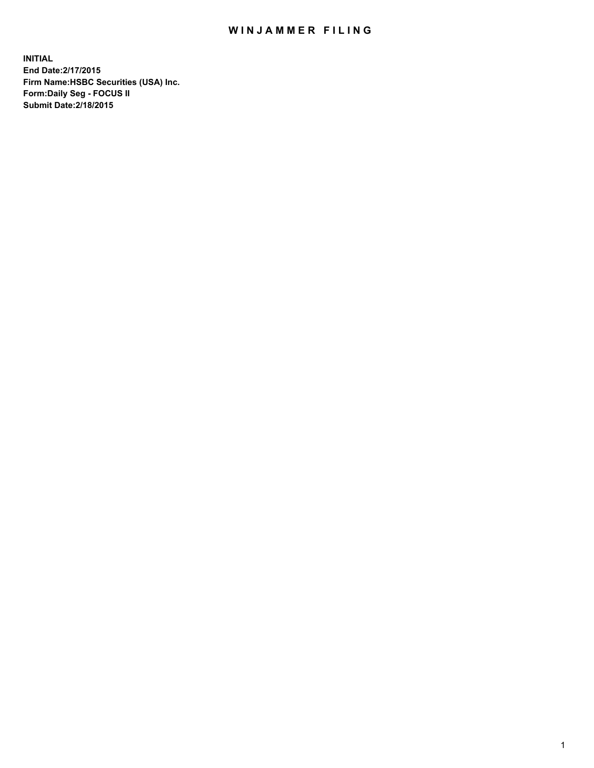# WINJAMMER FILING

**INITIAL**
**End Date:2/17/2015**
**Firm Name:HSBC Securities (USA) Inc.**
**Form:Daily Seg - FOCUS II**
**Submit Date:2/18/2015**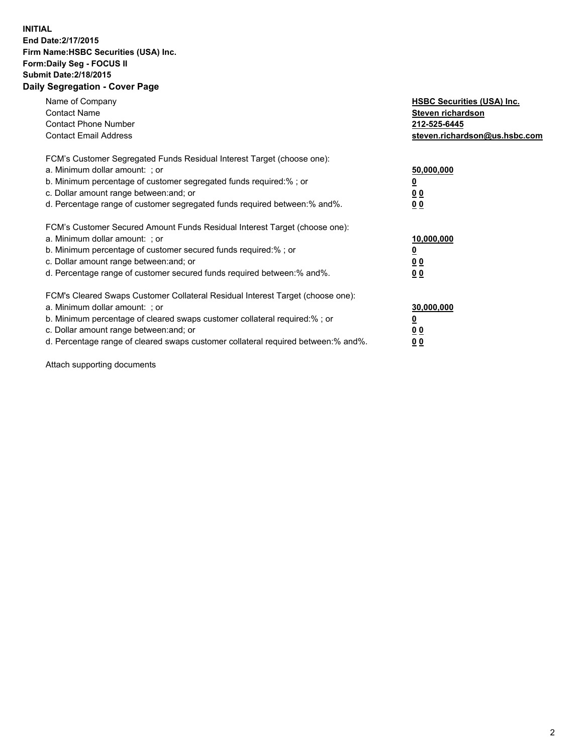**INITIAL**
**End Date:2/17/2015**
**Firm Name:HSBC Securities (USA) Inc.**
**Form:Daily Seg - FOCUS II**
**Submit Date:2/18/2015**

## Daily Segregation - Cover Page

| | |
|---|---|
| Name of Company | **HSBC Securities (USA) Inc.** |
| Contact Name | **Steven richardson** |
| Contact Phone Number | **212-525-6445** |
| Contact Email Address | **steven.richardson@us.hsbc.com** |

FCM's Customer Segregated Funds Residual Interest Target (choose one):

| | |
|---|---|
| a. Minimum dollar amount: ; or | **50,000,000** |
| b. Minimum percentage of customer segregated funds required:% ; or | **0** |
| c. Dollar amount range between:and; or | **0 0** |
| d. Percentage range of customer segregated funds required between:% and%. | **0 0** |

FCM's Customer Secured Amount Funds Residual Interest Target (choose one):

| | |
|---|---|
| a. Minimum dollar amount: ; or | **10,000,000** |
| b. Minimum percentage of customer secured funds required:% ; or | **0** |
| c. Dollar amount range between:and; or | **0 0** |
| d. Percentage range of customer secured funds required between:% and%. | **0 0** |

FCM's Cleared Swaps Customer Collateral Residual Interest Target (choose one):

| | |
|---|---|
| a. Minimum dollar amount: ; or | **30,000,000** |
| b. Minimum percentage of cleared swaps customer collateral required:% ; or | **0** |
| c. Dollar amount range between:and; or | **0 0** |
| d. Percentage range of cleared swaps customer collateral required between:% and%. | **0 0** |

Attach supporting documents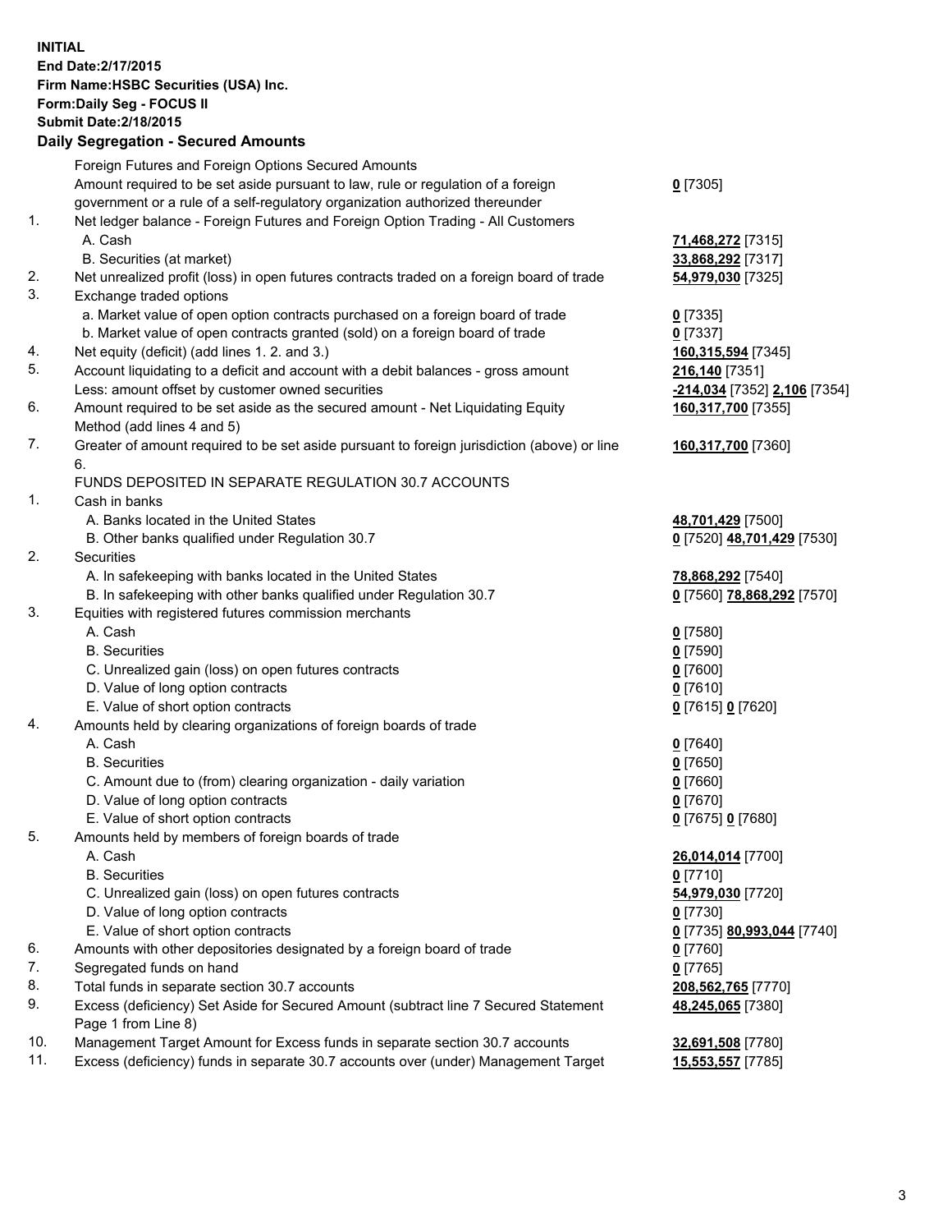**INITIAL**
**End Date:2/17/2015**
**Firm Name:HSBC Securities (USA) Inc.**
**Form:Daily Seg - FOCUS II**
**Submit Date:2/18/2015**

**Daily Segregation - Secured Amounts**

| | | |
|---|---|---|
| | Foreign Futures and Foreign Options Secured Amounts | |
| | Amount required to be set aside pursuant to law, rule or regulation of a foreign government or a rule of a self-regulatory organization authorized thereunder | **0** [7305] |
| 1. | Net ledger balance - Foreign Futures and Foreign Option Trading - All Customers | |
| | A. Cash | **71,468,272** [7315] |
| | B. Securities (at market) | **33,868,292** [7317] |
| 2. | Net unrealized profit (loss) in open futures contracts traded on a foreign board of trade | **54,979,030** [7325] |
| 3. | Exchange traded options | |
| | a. Market value of open option contracts purchased on a foreign board of trade | **0** [7335] |
| | b. Market value of open contracts granted (sold) on a foreign board of trade | **0** [7337] |
| 4. | Net equity (deficit) (add lines 1. 2. and 3.) | **160,315,594** [7345] |
| 5. | Account liquidating to a deficit and account with a debit balances - gross amount | **216,140** [7351] |
| | Less: amount offset by customer owned securities | **-214,034** [7352] **2,106** [7354] |
| 6. | Amount required to be set aside as the secured amount - Net Liquidating Equity Method (add lines 4 and 5) | **160,317,700** [7355] |
| 7. | Greater of amount required to be set aside pursuant to foreign jurisdiction (above) or line 6. | **160,317,700** [7360] |
| | FUNDS DEPOSITED IN SEPARATE REGULATION 30.7 ACCOUNTS | |
| 1. | Cash in banks | |
| | A. Banks located in the United States | **48,701,429** [7500] |
| | B. Other banks qualified under Regulation 30.7 | **0** [7520] **48,701,429** [7530] |
| 2. | Securities | |
| | A. In safekeeping with banks located in the United States | **78,868,292** [7540] |
| | B. In safekeeping with other banks qualified under Regulation 30.7 | **0** [7560] **78,868,292** [7570] |
| 3. | Equities with registered futures commission merchants | |
| | A. Cash | **0** [7580] |
| | B. Securities | **0** [7590] |
| | C. Unrealized gain (loss) on open futures contracts | **0** [7600] |
| | D. Value of long option contracts | **0** [7610] |
| | E. Value of short option contracts | **0** [7615] **0** [7620] |
| 4. | Amounts held by clearing organizations of foreign boards of trade | |
| | A. Cash | **0** [7640] |
| | B. Securities | **0** [7650] |
| | C. Amount due to (from) clearing organization - daily variation | **0** [7660] |
| | D. Value of long option contracts | **0** [7670] |
| | E. Value of short option contracts | **0** [7675] **0** [7680] |
| 5. | Amounts held by members of foreign boards of trade | |
| | A. Cash | **26,014,014** [7700] |
| | B. Securities | **0** [7710] |
| | C. Unrealized gain (loss) on open futures contracts | **54,979,030** [7720] |
| | D. Value of long option contracts | **0** [7730] |
| | E. Value of short option contracts | **0** [7735] **80,993,044** [7740] |
| 6. | Amounts with other depositories designated by a foreign board of trade | **0** [7760] |
| 7. | Segregated funds on hand | **0** [7765] |
| 8. | Total funds in separate section 30.7 accounts | **208,562,765** [7770] |
| 9. | Excess (deficiency) Set Aside for Secured Amount (subtract line 7 Secured Statement Page 1 from Line 8) | **48,245,065** [7380] |
| 10. | Management Target Amount for Excess funds in separate section 30.7 accounts | **32,691,508** [7780] |
| 11. | Excess (deficiency) funds in separate 30.7 accounts over (under) Management Target | **15,553,557** [7785] |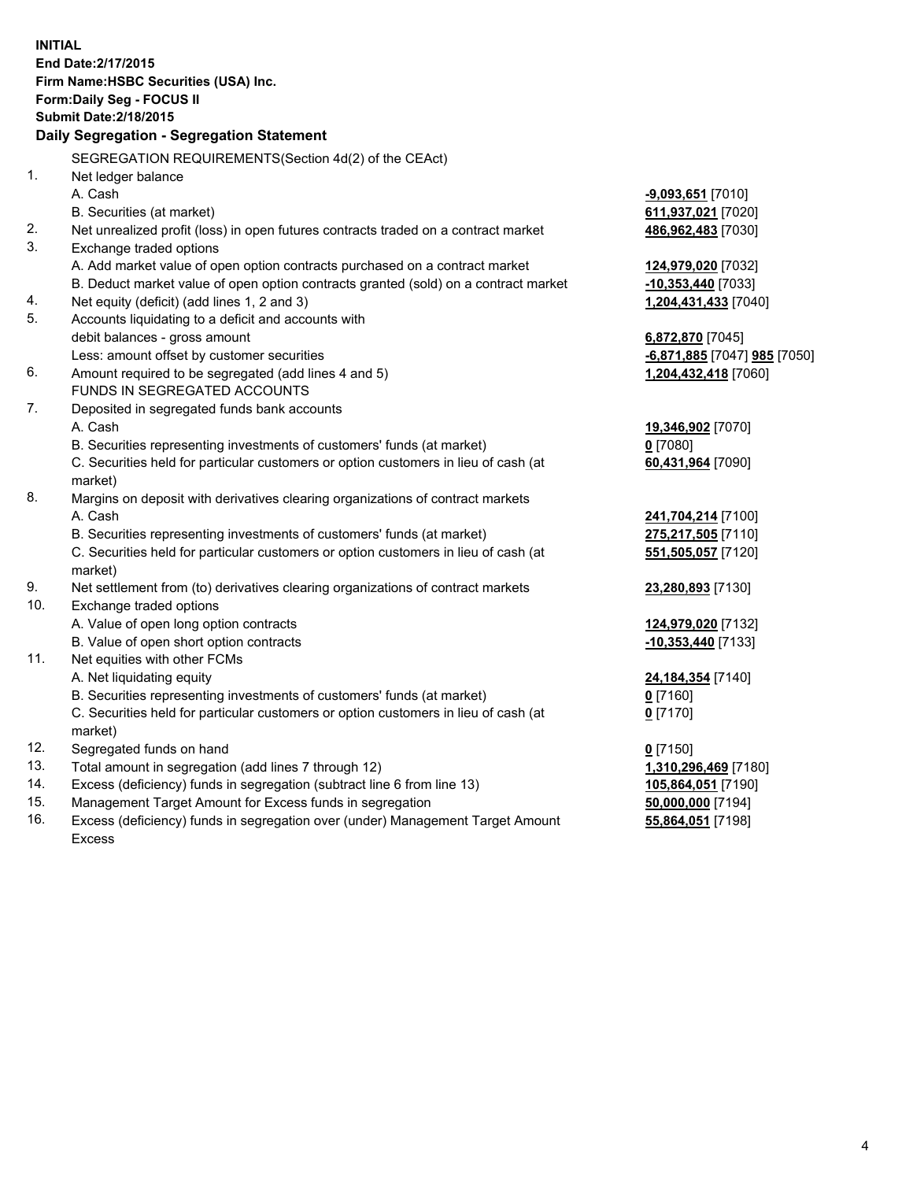**INITIAL**
**End Date:2/17/2015**
**Firm Name:HSBC Securities (USA) Inc.**
**Form:Daily Seg - FOCUS II**
**Submit Date:2/18/2015**

## Daily Segregation - Segregation Statement

SEGREGATION REQUIREMENTS(Section 4d(2) of the CEAct)

| | | |
|---|---|---|
| 1. | Net ledger balance | |
| | A. Cash | **-9,093,651** [7010] |
| | B. Securities (at market) | **611,937,021** [7020] |
| 2. | Net unrealized profit (loss) in open futures contracts traded on a contract market | **486,962,483** [7030] |
| 3. | Exchange traded options | |
| | A. Add market value of open option contracts purchased on a contract market | **124,979,020** [7032] |
| | B. Deduct market value of open option contracts granted (sold) on a contract market | **-10,353,440** [7033] |
| 4. | Net equity (deficit) (add lines 1, 2 and 3) | **1,204,431,433** [7040] |
| 5. | Accounts liquidating to a deficit and accounts with debit balances - gross amount | **6,872,870** [7045] |
| | Less: amount offset by customer securities | **-6,871,885** [7047] **985** [7050] |
| 6. | Amount required to be segregated (add lines 4 and 5) | **1,204,432,418** [7060] |
| | FUNDS IN SEGREGATED ACCOUNTS | |
| 7. | Deposited in segregated funds bank accounts | |
| | A. Cash | **19,346,902** [7070] |
| | B. Securities representing investments of customers' funds (at market) | **0** [7080] |
| | C. Securities held for particular customers or option customers in lieu of cash (at market) | **60,431,964** [7090] |
| 8. | Margins on deposit with derivatives clearing organizations of contract markets | |
| | A. Cash | **241,704,214** [7100] |
| | B. Securities representing investments of customers' funds (at market) | **275,217,505** [7110] |
| | C. Securities held for particular customers or option customers in lieu of cash (at market) | **551,505,057** [7120] |
| 9. | Net settlement from (to) derivatives clearing organizations of contract markets | **23,280,893** [7130] |
| 10. | Exchange traded options | |
| | A. Value of open long option contracts | **124,979,020** [7132] |
| | B. Value of open short option contracts | **-10,353,440** [7133] |
| 11. | Net equities with other FCMs | |
| | A. Net liquidating equity | **24,184,354** [7140] |
| | B. Securities representing investments of customers' funds (at market) | **0** [7160] |
| | C. Securities held for particular customers or option customers in lieu of cash (at market) | **0** [7170] |
| 12. | Segregated funds on hand | **0** [7150] |
| 13. | Total amount in segregation (add lines 7 through 12) | **1,310,296,469** [7180] |
| 14. | Excess (deficiency) funds in segregation (subtract line 6 from line 13) | **105,864,051** [7190] |
| 15. | Management Target Amount for Excess funds in segregation | **50,000,000** [7194] |
| 16. | Excess (deficiency) funds in segregation over (under) Management Target Amount Excess | **55,864,051** [7198] |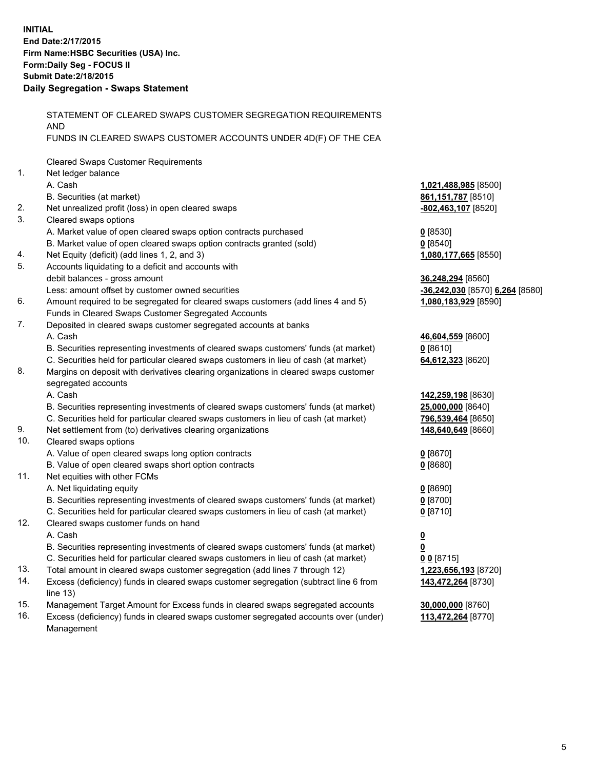**INITIAL**
**End Date:2/17/2015**
**Firm Name:HSBC Securities (USA) Inc.**
**Form:Daily Seg - FOCUS II**
**Submit Date:2/18/2015**
**Daily Segregation - Swaps Statement**

STATEMENT OF CLEARED SWAPS CUSTOMER SEGREGATION REQUIREMENTS AND FUNDS IN CLEARED SWAPS CUSTOMER ACCOUNTS UNDER 4D(F) OF THE CEA

| | | |
|---|---|---|
| | Cleared Swaps Customer Requirements | |
| 1. | Net ledger balance | |
| | A. Cash | 1,021,488,985 [8500] |
| | B. Securities (at market) | 861,151,787 [8510] |
| 2. | Net unrealized profit (loss) in open cleared swaps | -802,463,107 [8520] |
| 3. | Cleared swaps options | |
| | A. Market value of open cleared swaps option contracts purchased | 0 [8530] |
| | B. Market value of open cleared swaps option contracts granted (sold) | 0 [8540] |
| 4. | Net Equity (deficit) (add lines 1, 2, and 3) | 1,080,177,665 [8550] |
| 5. | Accounts liquidating to a deficit and accounts with debit balances - gross amount | 36,248,294 [8560] |
| | Less: amount offset by customer owned securities | -36,242,030 [8570] 6,264 [8580] |
| 6. | Amount required to be segregated for cleared swaps customers (add lines 4 and 5) | 1,080,183,929 [8590] |
| | Funds in Cleared Swaps Customer Segregated Accounts | |
| 7. | Deposited in cleared swaps customer segregated accounts at banks | |
| | A. Cash | 46,604,559 [8600] |
| | B. Securities representing investments of cleared swaps customers' funds (at market) | 0 [8610] |
| | C. Securities held for particular cleared swaps customers in lieu of cash (at market) | 64,612,323 [8620] |
| 8. | Margins on deposit with derivatives clearing organizations in cleared swaps customer segregated accounts | |
| | A. Cash | 142,259,198 [8630] |
| | B. Securities representing investments of cleared swaps customers' funds (at market) | 25,000,000 [8640] |
| | C. Securities held for particular cleared swaps customers in lieu of cash (at market) | 796,539,464 [8650] |
| 9. | Net settlement from (to) derivatives clearing organizations | 148,640,649 [8660] |
| 10. | Cleared swaps options | |
| | A. Value of open cleared swaps long option contracts | 0 [8670] |
| | B. Value of open cleared swaps short option contracts | 0 [8680] |
| 11. | Net equities with other FCMs | |
| | A. Net liquidating equity | 0 [8690] |
| | B. Securities representing investments of cleared swaps customers' funds (at market) | 0 [8700] |
| | C. Securities held for particular cleared swaps customers in lieu of cash (at market) | 0 [8710] |
| 12. | Cleared swaps customer funds on hand | |
| | A. Cash | 0 |
| | B. Securities representing investments of cleared swaps customers' funds (at market) | 0 |
| | C. Securities held for particular cleared swaps customers in lieu of cash (at market) | 0 0 [8715] |
| 13. | Total amount in cleared swaps customer segregation (add lines 7 through 12) | 1,223,656,193 [8720] |
| 14. | Excess (deficiency) funds in cleared swaps customer segregation (subtract line 6 from line 13) | 143,472,264 [8730] |
| 15. | Management Target Amount for Excess funds in cleared swaps segregated accounts | 30,000,000 [8760] |
| 16. | Excess (deficiency) funds in cleared swaps customer segregated accounts over (under) Management | 113,472,264 [8770] |